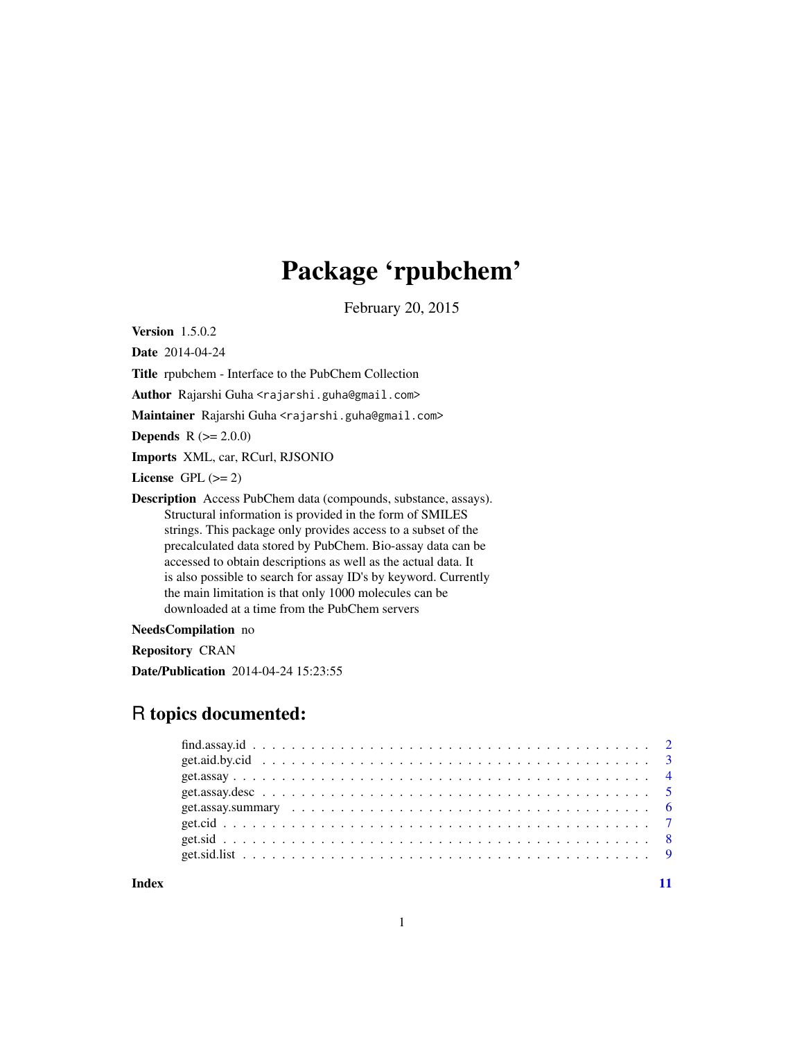# Package 'rpubchem'

February 20, 2015

**Version** 1.5.0.2

**Date** 2014-04-24

**Title** rpubchem - Interface to the PubChem Collection

**Author** Rajarshi Guha <rajarshi.guha@gmail.com>

**Maintainer** Rajarshi Guha <rajarshi.guha@gmail.com>

**Depends** R (>= 2.0.0)

**Imports** XML, car, RCurl, RJSONIO

**License** GPL (>= 2)

**Description** Access PubChem data (compounds, substance, assays). Structural information is provided in the form of SMILES strings. This package only provides access to a subset of the precalculated data stored by PubChem. Bio-assay data can be accessed to obtain descriptions as well as the actual data. It is also possible to search for assay ID's by keyword. Currently the main limitation is that only 1000 molecules can be downloaded at a time from the PubChem servers

**NeedsCompilation** no

**Repository** CRAN

**Date/Publication** 2014-04-24 15:23:55

## R topics documented:

| | |
|---|---|
| find.assay.id | 2 |
| get.aid.by.cid | 3 |
| get.assay | 4 |
| get.assay.desc | 5 |
| get.assay.summary | 6 |
| get.cid | 7 |
| get.sid | 8 |
| get.sid.list | 9 |
| **Index** | **11** |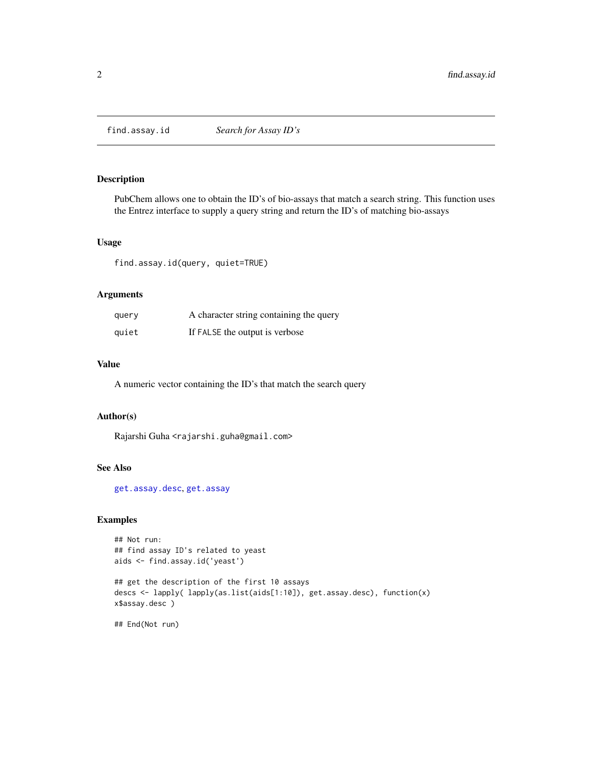## find.assay.id — *Search for Assay ID's*

### Description

PubChem allows one to obtain the ID's of bio-assays that match a search string. This function uses the Entrez interface to supply a query string and return the ID's of matching bio-assays

### Usage

```
find.assay.id(query, quiet=TRUE)
```

### Arguments

| | |
|---|---|
| `query` | A character string containing the query |
| `quiet` | If `FALSE` the output is verbose |

### Value

A numeric vector containing the ID's that match the search query

### Author(s)

Rajarshi Guha <rajarshi.guha@gmail.com>

### See Also

`get.assay.desc`, `get.assay`

### Examples

```
## Not run:
## find assay ID's related to yeast
aids <- find.assay.id('yeast')

## get the description of the first 10 assays
descs <- lapply( lapply(as.list(aids[1:10]), get.assay.desc), function(x)
x$assay.desc )

## End(Not run)
```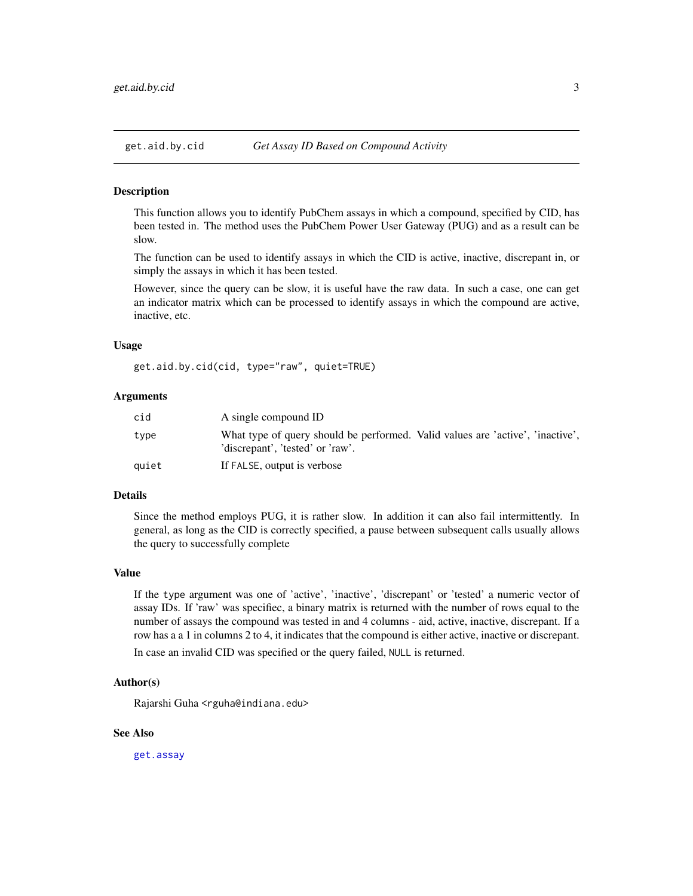# get.aid.by.cid *Get Assay ID Based on Compound Activity*

## Description

This function allows you to identify PubChem assays in which a compound, specified by CID, has been tested in. The method uses the PubChem Power User Gateway (PUG) and as a result can be slow.

The function can be used to identify assays in which the CID is active, inactive, discrepant in, or simply the assays in which it has been tested.

However, since the query can be slow, it is useful have the raw data. In such a case, one can get an indicator matrix which can be processed to identify assays in which the compound are active, inactive, etc.

## Usage

```
get.aid.by.cid(cid, type="raw", quiet=TRUE)
```

## Arguments

| | |
|---|---|
| `cid` | A single compound ID |
| `type` | What type of query should be performed. Valid values are 'active', 'inactive', 'discrepant', 'tested' or 'raw'. |
| `quiet` | If `FALSE`, output is verbose |

## Details

Since the method employs PUG, it is rather slow. In addition it can also fail intermittently. In general, as long as the CID is correctly specified, a pause between subsequent calls usually allows the query to successfully complete

## Value

If the `type` argument was one of 'active', 'inactive', 'discrepant' or 'tested' a numeric vector of assay IDs. If 'raw' was specifiec, a binary matrix is returned with the number of rows equal to the number of assays the compound was tested in and 4 columns - aid, active, inactive, discrepant. If a row has a a 1 in columns 2 to 4, it indicates that the compound is either active, inactive or discrepant.

In case an invalid CID was specified or the query failed, `NULL` is returned.

## Author(s)

Rajarshi Guha `<rguha@indiana.edu>`

## See Also

`get.assay`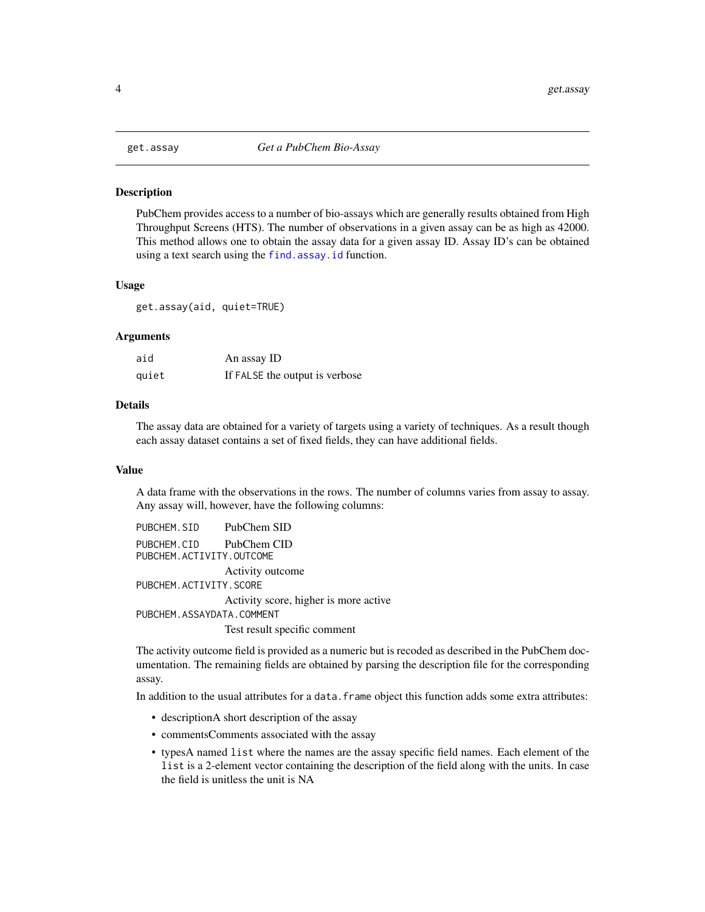## get.assay — *Get a PubChem Bio-Assay*

### Description

PubChem provides access to a number of bio-assays which are generally results obtained from High Throughput Screens (HTS). The number of observations in a given assay can be as high as 42000. This method allows one to obtain the assay data for a given assay ID. Assay ID's can be obtained using a text search using the `find.assay.id` function.

### Usage

```
get.assay(aid, quiet=TRUE)
```

### Arguments

| | |
|---|---|
| `aid` | An assay ID |
| `quiet` | If `FALSE` the output is verbose |

### Details

The assay data are obtained for a variety of targets using a variety of techniques. As a result though each assay dataset contains a set of fixed fields, they can have additional fields.

### Value

A data frame with the observations in the rows. The number of columns varies from assay to assay. Any assay will, however, have the following columns:

| | |
|---|---|
| `PUBCHEM.SID` | PubChem SID |
| `PUBCHEM.CID` | PubChem CID |
| `PUBCHEM.ACTIVITY.OUTCOME` | Activity outcome |
| `PUBCHEM.ACTIVITY.SCORE` | Activity score, higher is more active |
| `PUBCHEM.ASSAYDATA.COMMENT` | Test result specific comment |

The activity outcome field is provided as a numeric but is recoded as described in the PubChem documentation. The remaining fields are obtained by parsing the description file for the corresponding assay.

In addition to the usual attributes for a `data.frame` object this function adds some extra attributes:

- descriptionA short description of the assay
- commentsComments associated with the assay
- typesA named `list` where the names are the assay specific field names. Each element of the `list` is a 2-element vector containing the description of the field along with the units. In case the field is unitless the unit is NA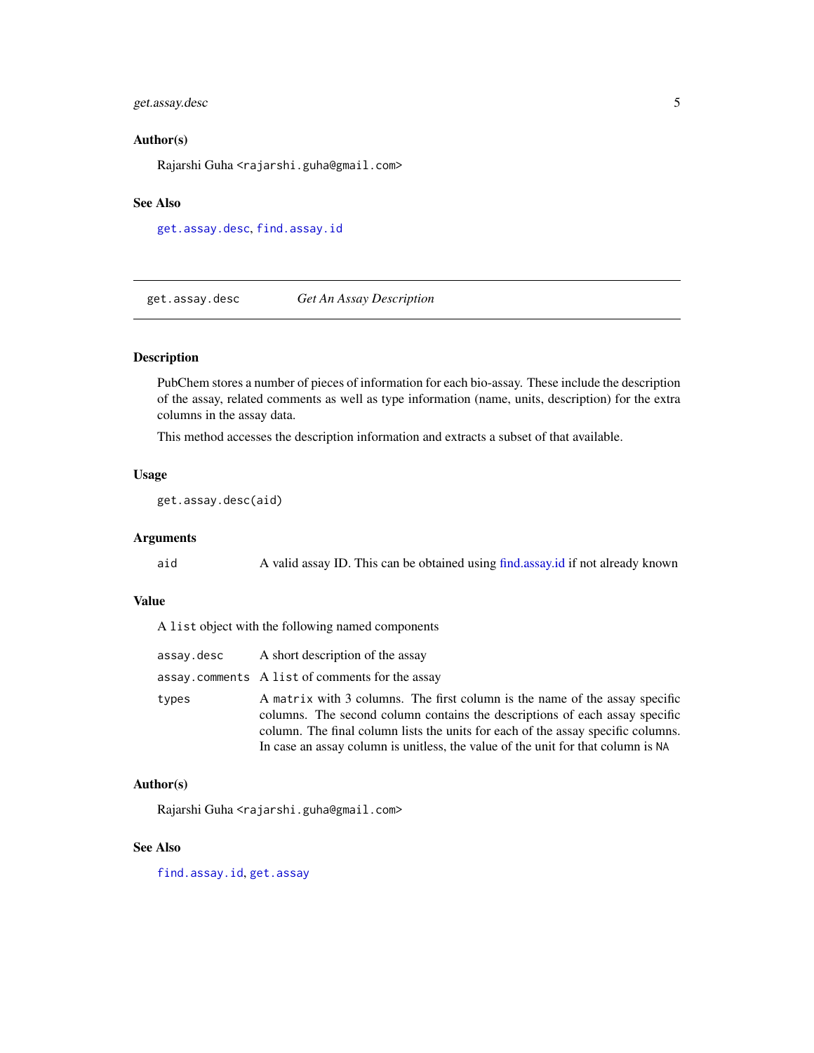### Author(s)

Rajarshi Guha <rajarshi.guha@gmail.com>

### See Also

`get.assay.desc`, `find.assay.id`

---

## get.assay.desc — *Get An Assay Description*

---

### Description

PubChem stores a number of pieces of information for each bio-assay. These include the description of the assay, related comments as well as type information (name, units, description) for the extra columns in the assay data.

This method accesses the description information and extracts a subset of that available.

### Usage

```
get.assay.desc(aid)
```

### Arguments

| | |
|---|---|
| `aid` | A valid assay ID. This can be obtained using find.assay.id if not already known |

### Value

A `list` object with the following named components

| | |
|---|---|
| `assay.desc` | A short description of the assay |
| `assay.comments` | A `list` of comments for the assay |
| `types` | A `matrix` with 3 columns. The first column is the name of the assay specific columns. The second column contains the descriptions of each assay specific column. The final column lists the units for each of the assay specific columns. In case an assay column is unitless, the value of the unit for that column is `NA` |

### Author(s)

Rajarshi Guha <rajarshi.guha@gmail.com>

### See Also

`find.assay.id`, `get.assay`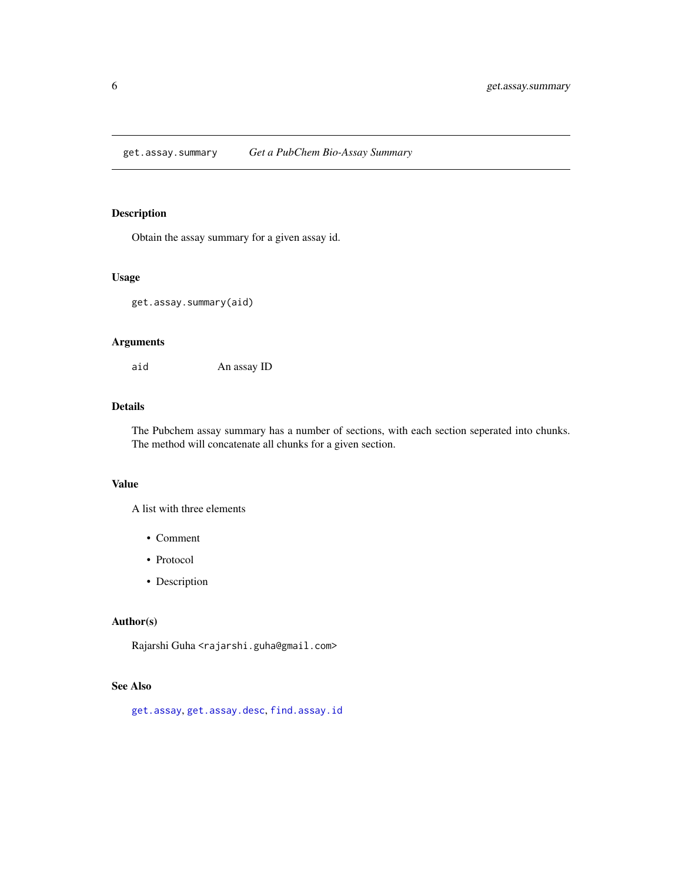## get.assay.summary *Get a PubChem Bio-Assay Summary*

### Description

Obtain the assay summary for a given assay id.

### Usage

```
get.assay.summary(aid)
```

### Arguments

| | |
|---|---|
| `aid` | An assay ID |

### Details

The Pubchem assay summary has a number of sections, with each section seperated into chunks. The method will concatenate all chunks for a given section.

### Value

A list with three elements

- Comment
- Protocol
- Description

### Author(s)

Rajarshi Guha <rajarshi.guha@gmail.com>

### See Also

`get.assay`, `get.assay.desc`, `find.assay.id`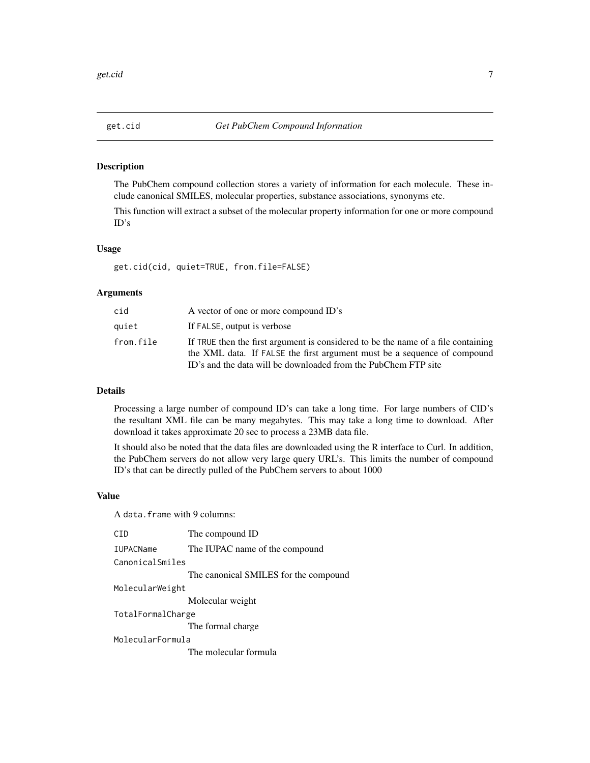## get.cid — *Get PubChem Compound Information*

### Description

The PubChem compound collection stores a variety of information for each molecule. These include canonical SMILES, molecular properties, substance associations, synonyms etc.

This function will extract a subset of the molecular property information for one or more compound ID's

### Usage

```
get.cid(cid, quiet=TRUE, from.file=FALSE)
```

### Arguments

| | |
|---|---|
| `cid` | A vector of one or more compound ID's |
| `quiet` | If `FALSE`, output is verbose |
| `from.file` | If `TRUE` then the first argument is considered to be the name of a file containing the XML data. If `FALSE` the first argument must be a sequence of compound ID's and the data will be downloaded from the PubChem FTP site |

### Details

Processing a large number of compound ID's can take a long time. For large numbers of CID's the resultant XML file can be many megabytes. This may take a long time to download. After download it takes approximate 20 sec to process a 23MB data file.

It should also be noted that the data files are downloaded using the R interface to Curl. In addition, the PubChem servers do not allow very large query URL's. This limits the number of compound ID's that can be directly pulled of the PubChem servers to about 1000

### Value

A `data.frame` with 9 columns:

| | |
|---|---|
| `CID` | The compound ID |
| `IUPACName` | The IUPAC name of the compound |
| `CanonicalSmiles` | The canonical SMILES for the compound |
| `MolecularWeight` | Molecular weight |
| `TotalFormalCharge` | The formal charge |
| `MolecularFormula` | The molecular formula |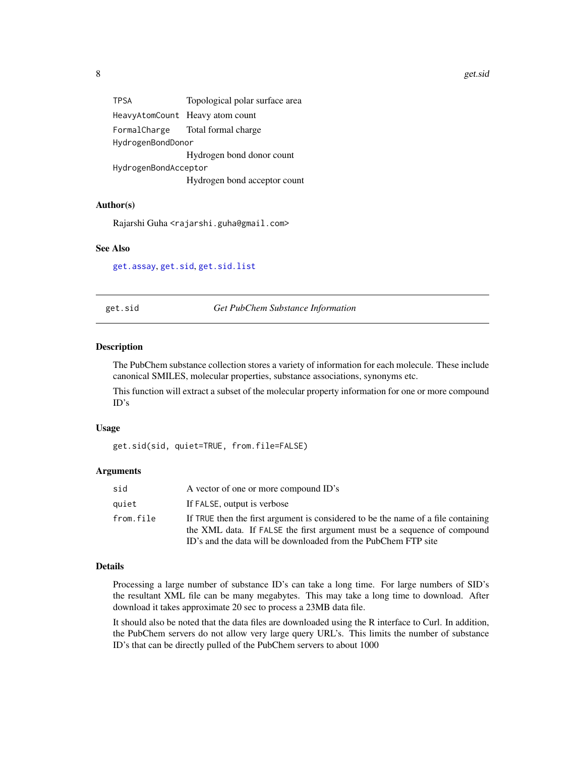| | |
|---|---|
| `TPSA` | Topological polar surface area |
| `HeavyAtomCount` | Heavy atom count |
| `FormalCharge` | Total formal charge |
| `HydrogenBondDonor` | Hydrogen bond donor count |
| `HydrogenBondAcceptor` | Hydrogen bond acceptor count |

### Author(s)

Rajarshi Guha <rajarshi.guha@gmail.com>

### See Also

get.assay, get.sid, get.sid.list

---

## get.sid *Get PubChem Substance Information*

### Description

The PubChem substance collection stores a variety of information for each molecule. These include canonical SMILES, molecular properties, substance associations, synonyms etc.

This function will extract a subset of the molecular property information for one or more compound ID's

### Usage

```
get.sid(sid, quiet=TRUE, from.file=FALSE)
```

### Arguments

| | |
|---|---|
| `sid` | A vector of one or more compound ID's |
| `quiet` | If `FALSE`, output is verbose |
| `from.file` | If `TRUE` then the first argument is considered to be the name of a file containing the XML data. If `FALSE` the first argument must be a sequence of compound ID's and the data will be downloaded from the PubChem FTP site |

### Details

Processing a large number of substance ID's can take a long time. For large numbers of SID's the resultant XML file can be many megabytes. This may take a long time to download. After download it takes approximate 20 sec to process a 23MB data file.

It should also be noted that the data files are downloaded using the R interface to Curl. In addition, the PubChem servers do not allow very large query URL's. This limits the number of substance ID's that can be directly pulled of the PubChem servers to about 1000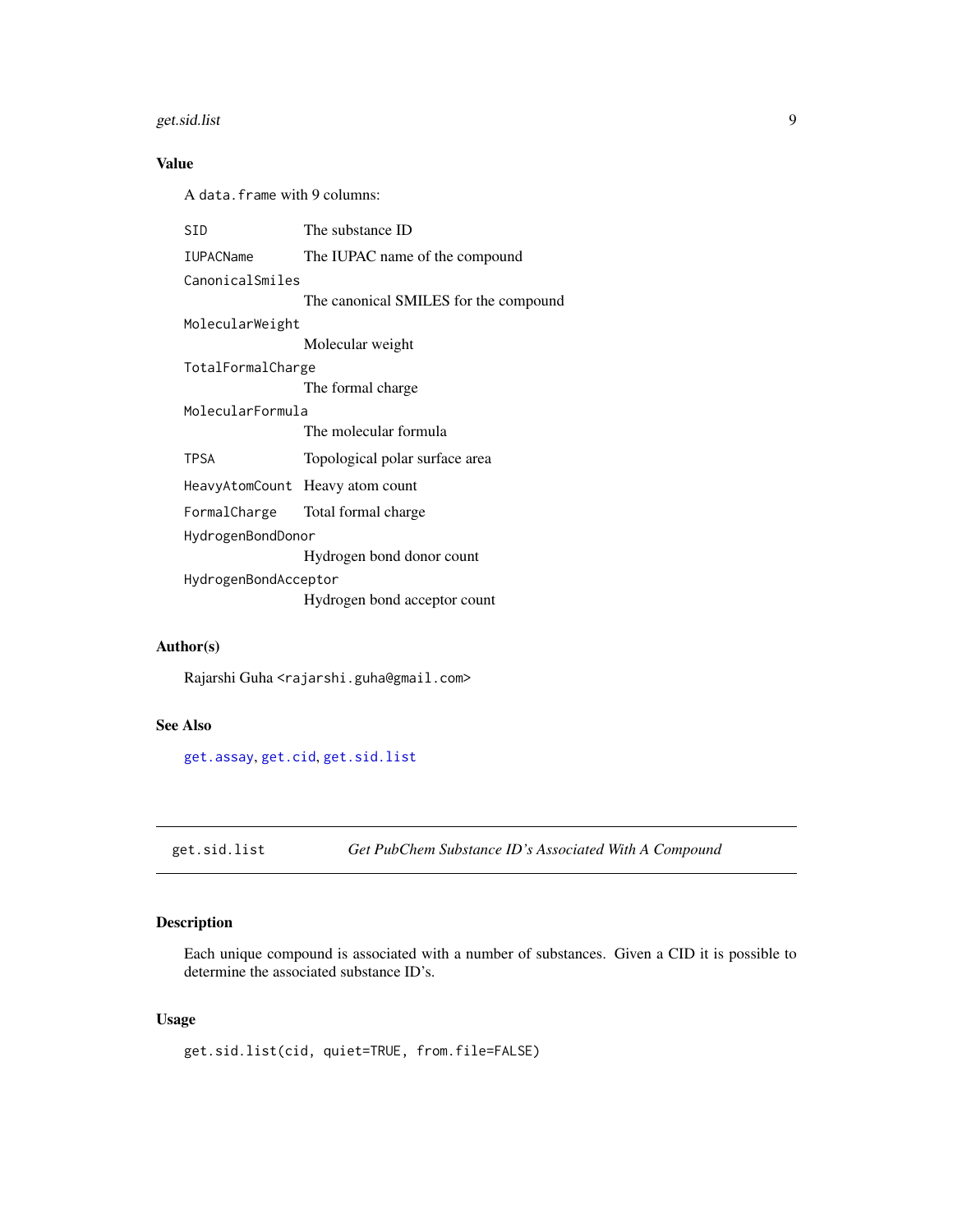## Value

A `data.frame` with 9 columns:

| | |
|---|---|
| `SID` | The substance ID |
| `IUPACName` | The IUPAC name of the compound |
| `CanonicalSmiles` | The canonical SMILES for the compound |
| `MolecularWeight` | Molecular weight |
| `TotalFormalCharge` | The formal charge |
| `MolecularFormula` | The molecular formula |
| `TPSA` | Topological polar surface area |
| `HeavyAtomCount` | Heavy atom count |
| `FormalCharge` | Total formal charge |
| `HydrogenBondDonor` | Hydrogen bond donor count |
| `HydrogenBondAcceptor` | Hydrogen bond acceptor count |

## Author(s)

Rajarshi Guha <rajarshi.guha@gmail.com>

## See Also

`get.assay`, `get.cid`, `get.sid.list`

---

# `get.sid.list` *Get PubChem Substance ID's Associated With A Compound*

---

## Description

Each unique compound is associated with a number of substances. Given a CID it is possible to determine the associated substance ID's.

## Usage

```
get.sid.list(cid, quiet=TRUE, from.file=FALSE)
```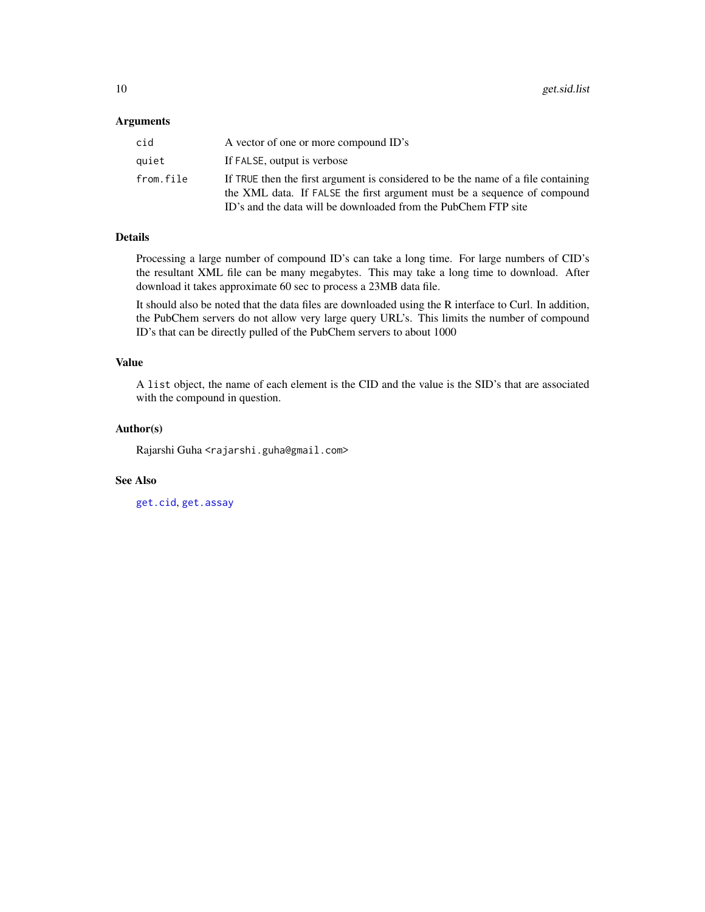### Arguments

| | |
|---|---|
| `cid` | A vector of one or more compound ID's |
| `quiet` | If `FALSE`, output is verbose |
| `from.file` | If `TRUE` then the first argument is considered to be the name of a file containing the XML data. If `FALSE` the first argument must be a sequence of compound ID's and the data will be downloaded from the PubChem FTP site |

### Details

Processing a large number of compound ID's can take a long time. For large numbers of CID's the resultant XML file can be many megabytes. This may take a long time to download. After download it takes approximate 60 sec to process a 23MB data file.

It should also be noted that the data files are downloaded using the R interface to Curl. In addition, the PubChem servers do not allow very large query URL's. This limits the number of compound ID's that can be directly pulled of the PubChem servers to about 1000

### Value

A `list` object, the name of each element is the CID and the value is the SID's that are associated with the compound in question.

### Author(s)

Rajarshi Guha <rajarshi.guha@gmail.com>

### See Also

`get.cid`, `get.assay`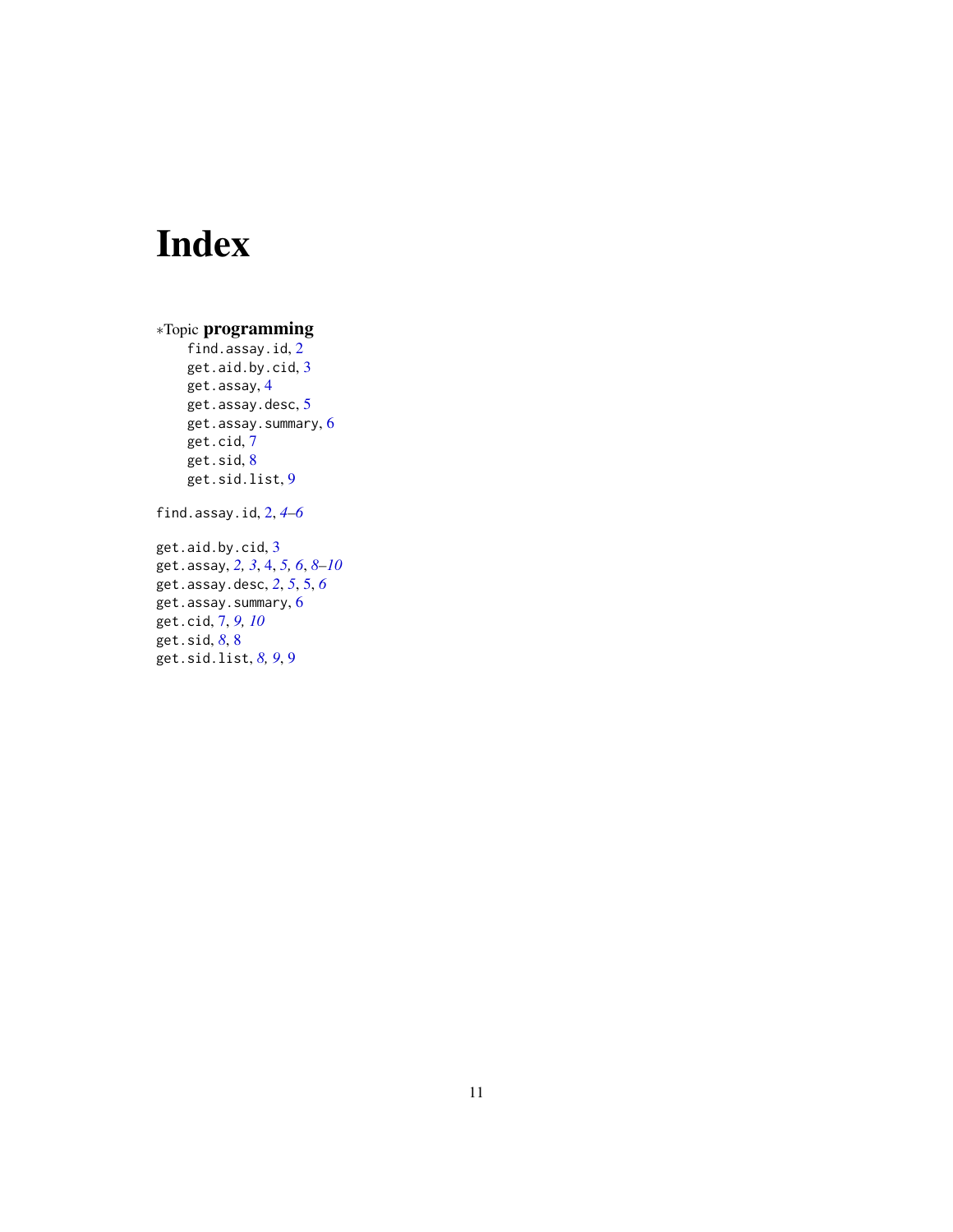# Index

∗Topic **programming**

find.assay.id, 2
get.aid.by.cid, 3
get.assay, 4
get.assay.desc, 5
get.assay.summary, 6
get.cid, 7
get.sid, 8
get.sid.list, 9

find.assay.id, 2, *4–6*

get.aid.by.cid, 3
get.assay, *2, 3*, 4, *5, 6*, *8–10*
get.assay.desc, *2*, *5*, 5, *6*
get.assay.summary, 6
get.cid, 7, *9, 10*
get.sid, *8*, 8
get.sid.list, *8, 9*, 9